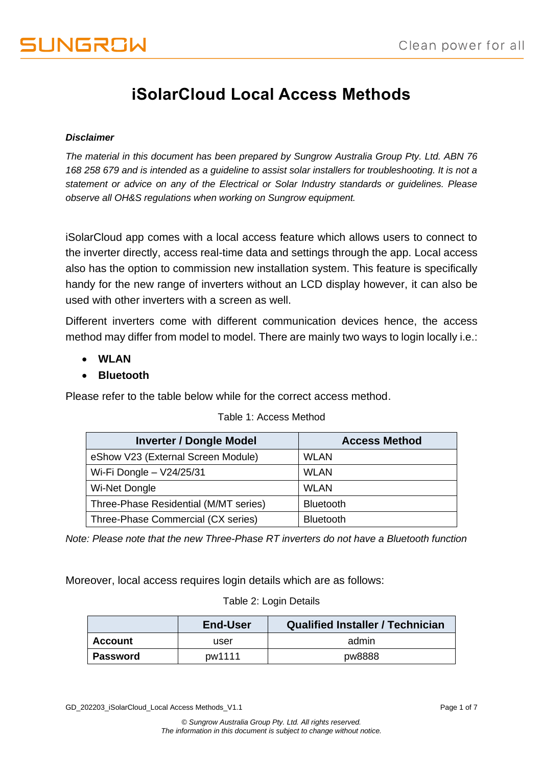# iSolarCloud Local Access Methods

***Disclaimer***

*The material in this document has been prepared by Sungrow Australia Group Pty. Ltd. ABN 76 168 258 679 and is intended as a guideline to assist solar installers for troubleshooting. It is not a statement or advice on any of the Electrical or Solar Industry standards or guidelines. Please observe all OH&S regulations when working on Sungrow equipment.*

iSolarCloud app comes with a local access feature which allows users to connect to the inverter directly, access real-time data and settings through the app. Local access also has the option to commission new installation system. This feature is specifically handy for the new range of inverters without an LCD display however, it can also be used with other inverters with a screen as well.

Different inverters come with different communication devices hence, the access method may differ from model to model. There are mainly two ways to login locally i.e.:

- **WLAN**
- **Bluetooth**

Please refer to the table below while for the correct access method.

Table 1: Access Method

| Inverter / Dongle Model | Access Method |
|---|---|
| eShow V23 (External Screen Module) | WLAN |
| Wi-Fi Dongle – V24/25/31 | WLAN |
| Wi-Net Dongle | WLAN |
| Three-Phase Residential (M/MT series) | Bluetooth |
| Three-Phase Commercial (CX series) | Bluetooth |

*Note: Please note that the new Three-Phase RT inverters do not have a Bluetooth function*

Moreover, local access requires login details which are as follows:

Table 2: Login Details

| | End-User | Qualified Installer / Technician |
|---|---|---|
| **Account** | user | admin |
| **Password** | pw1111 | pw8888 |

GD_202203_iSolarCloud_Local Access Methods_V1.1

*© Sungrow Australia Group Pty. Ltd. All rights reserved.*
*The information in this document is subject to change without notice.*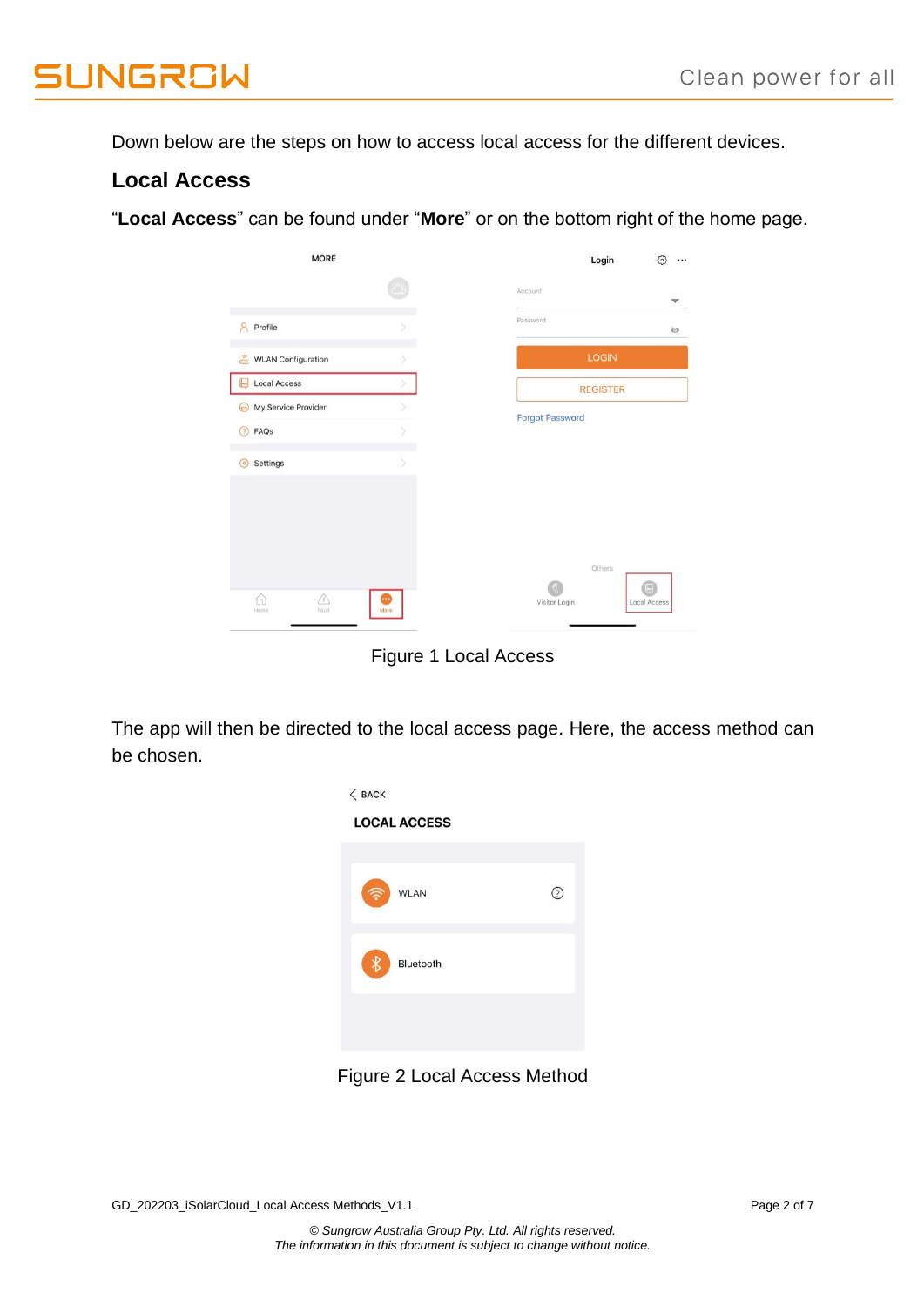Down below are the steps on how to access local access for the different devices.

## Local Access

“**Local Access**” can be found under “**More**” or on the bottom right of the home page.

Figure 1 Local Access

The app will then be directed to the local access page. Here, the access method can be chosen.

Figure 2 Local Access Method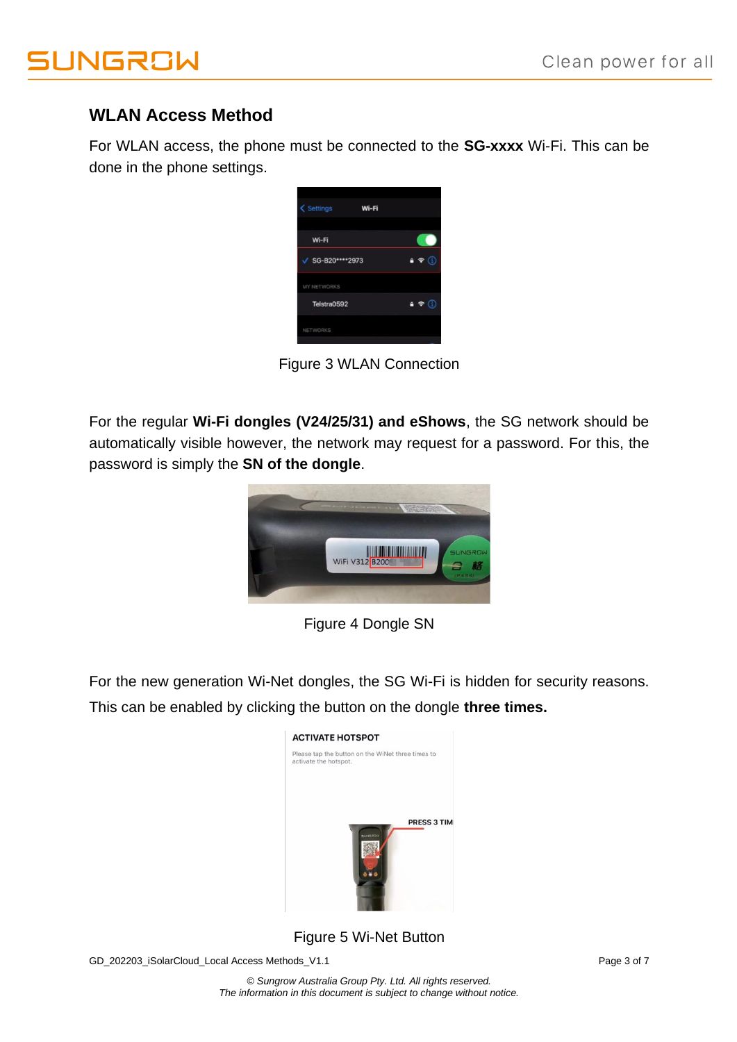## WLAN Access Method

For WLAN access, the phone must be connected to the **SG-xxxx** Wi-Fi. This can be done in the phone settings.

Figure 3 WLAN Connection

For the regular **Wi-Fi dongles (V24/25/31) and eShows**, the SG network should be automatically visible however, the network may request for a password. For this, the password is simply the **SN of the dongle**.

Figure 4 Dongle SN

For the new generation Wi-Net dongles, the SG Wi-Fi is hidden for security reasons. This can be enabled by clicking the button on the dongle **three times.**

Figure 5 Wi-Net Button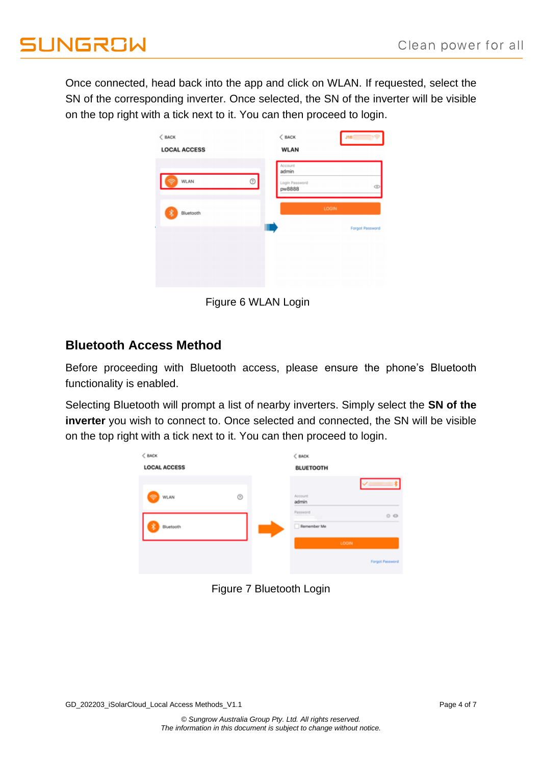Once connected, head back into the app and click on WLAN. If requested, select the SN of the corresponding inverter. Once selected, the SN of the inverter will be visible on the top right with a tick next to it. You can then proceed to login.

Figure 6 WLAN Login

## Bluetooth Access Method

Before proceeding with Bluetooth access, please ensure the phone's Bluetooth functionality is enabled.

Selecting Bluetooth will prompt a list of nearby inverters. Simply select the **SN of the inverter** you wish to connect to. Once selected and connected, the SN will be visible on the top right with a tick next to it. You can then proceed to login.

Figure 7 Bluetooth Login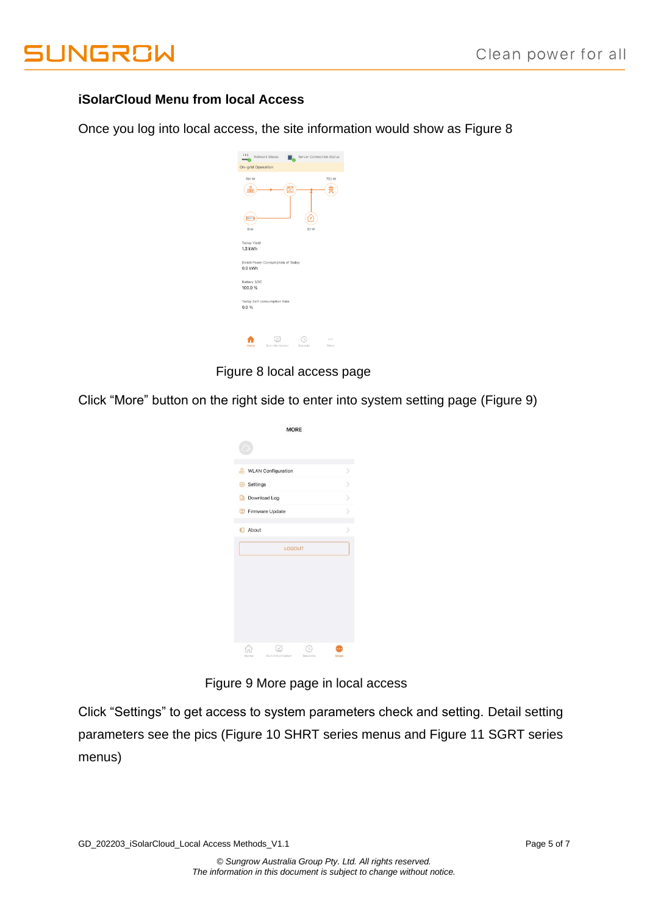### iSolarCloud Menu from local Access

Once you log into local access, the site information would show as Figure 8

Figure 8 local access page

Click "More" button on the right side to enter into system setting page (Figure 9)

Figure 9 More page in local access

Click "Settings" to get access to system parameters check and setting. Detail setting parameters see the pics (Figure 10 SHRT series menus and Figure 11 SGRT series menus)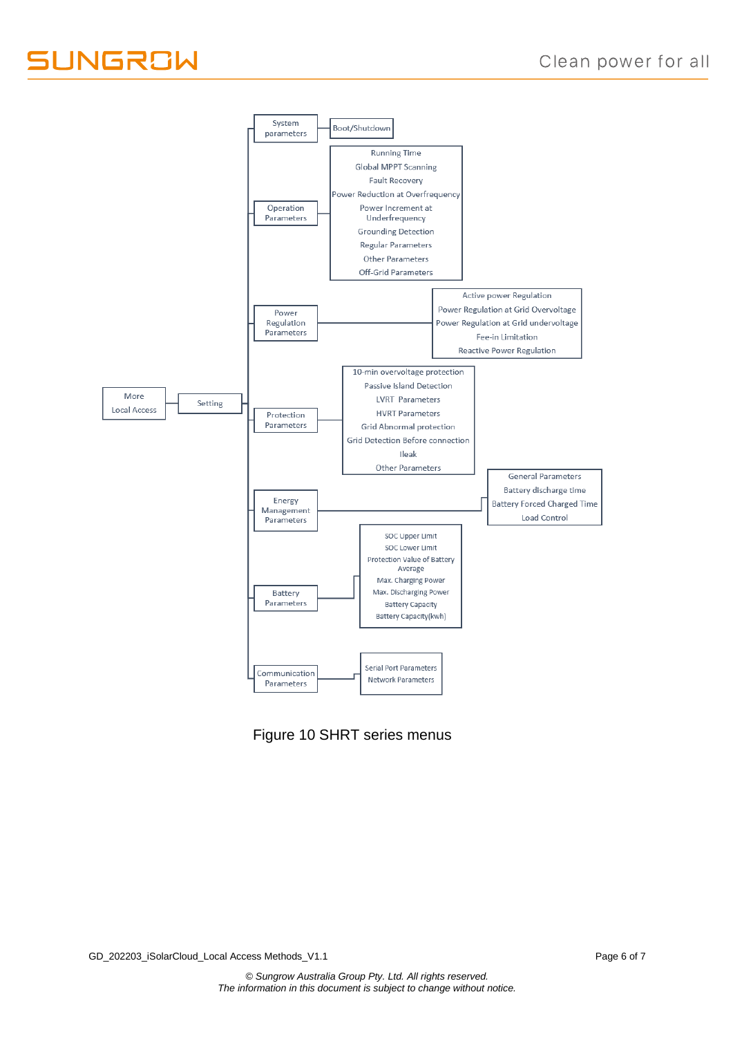- More Local Access
  - Setting
    - System parameters
      - Boot/Shutdown
    - Operation Parameters
      - Running Time
      - Global MPPT Scanning
      - Fault Recovery
      - Power Reduction at Overfrequency
      - Power Increment at Underfrequency
      - Grounding Detection
      - Regular Parameters
      - Other Parameters
      - Off-Grid Parameters
    - Power Regulation Parameters
      - Active power Regulation
      - Power Regulation at Grid Overvoltage
      - Power Regulation at Grid undervoltage
      - Fee-in Limitation
      - Reactive Power Regulation
    - Protection Parameters
      - 10-min overvoltage protection
      - Passive Island Detection
      - LVRT Parameters
      - HVRT Parameters
      - Grid Abnormal protection
      - Grid Detection Before connection
      - Ileak
      - Other Parameters
    - Energy Management Parameters
      - General Parameters
      - Battery discharge time
      - Battery Forced Charged Time
      - Load Control
    - Battery Parameters
      - SOC Upper Limit
      - SOC Lower Limit
      - Protection Value of Battery Average
      - Max. Charging Power
      - Max. Discharging Power
      - Battery Capacity
      - Battery Capacity(kwh)
    - Communication Parameters
      - Serial Port Parameters
      - Network Parameters

Figure 10 SHRT series menus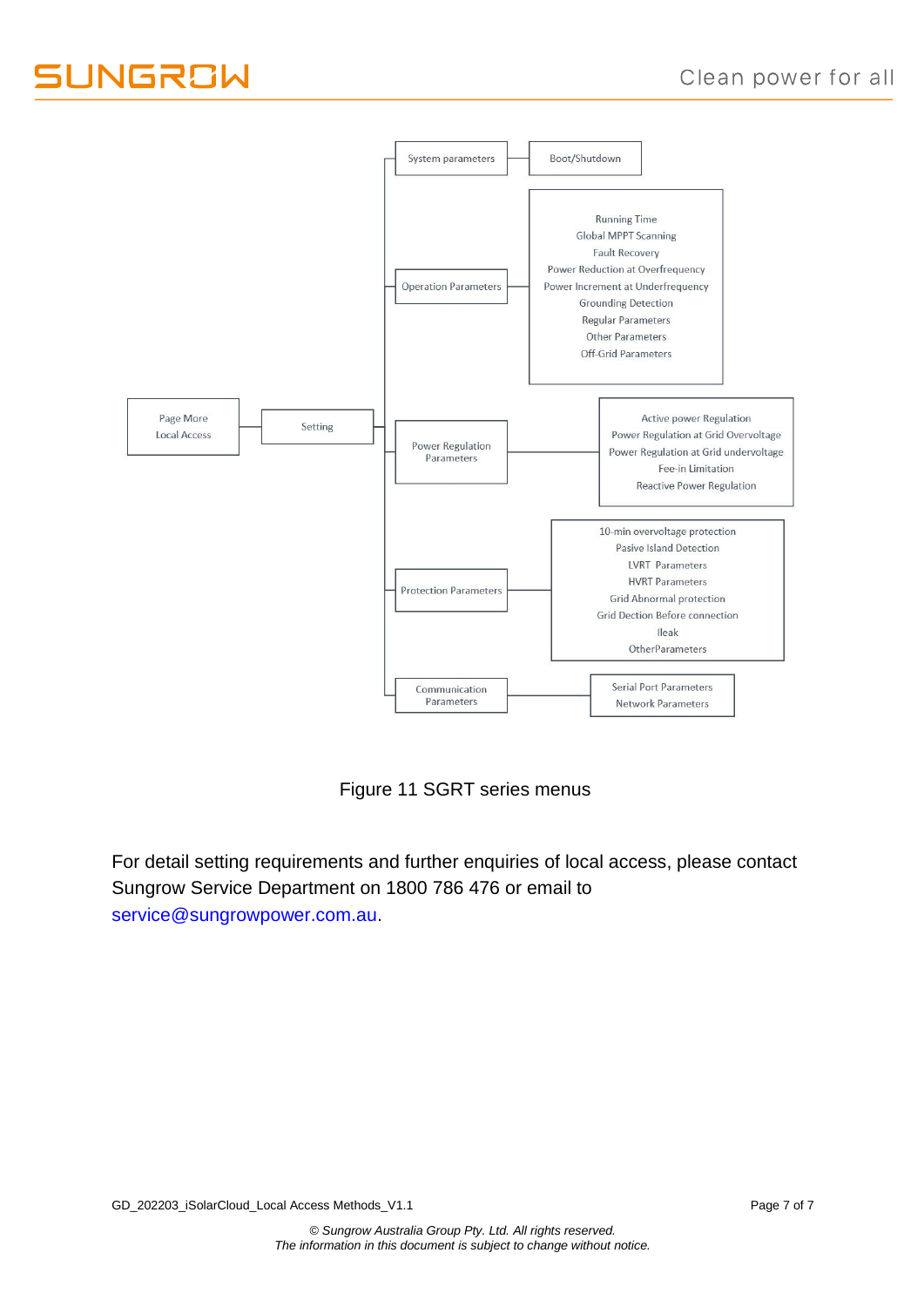Page More
Local Access

Setting

System parameters

Boot/Shutdown

Operation Parameters

Running Time
Global MPPT Scanning
Fault Recovery
Power Reduction at Overfrequency
Power Increment at Underfrequency
Grounding Detection
Regular Parameters
Other Parameters
Off-Grid Parameters

Power Regulation Parameters

Active power Regulation
Power Regulation at Grid Overvoltage
Power Regulation at Grid undervoltage
Fee-in Limitation
Reactive Power Regulation

Protection Parameters

10-min overvoltage protection
Pasive Island Detection
LVRT Parameters
HVRT Parameters
Grid Abnormal protection
Grid Dection Before connection
Ileak
OtherParameters

Communication Parameters

Serial Port Parameters
Network Parameters

Figure 11 SGRT series menus

For detail setting requirements and further enquiries of local access, please contact Sungrow Service Department on 1800 786 476 or email to service@sungrowpower.com.au.